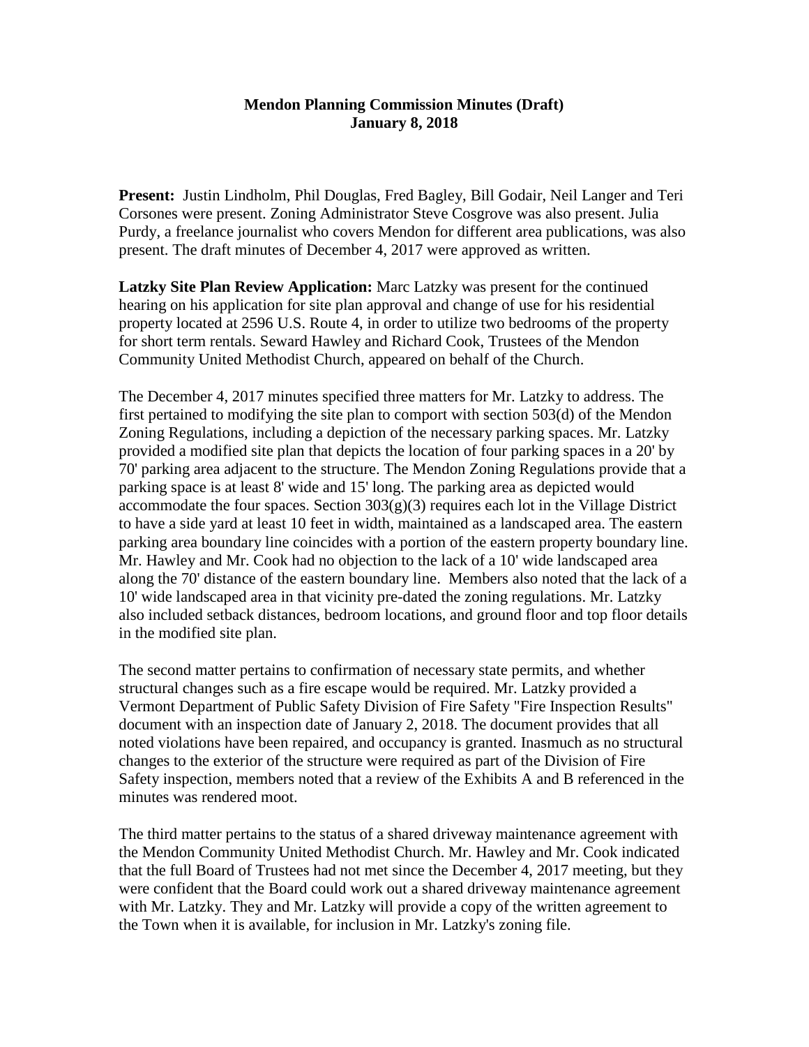# Mendon Planning Commission Minutes (Draft)
## January 8, 2018

**Present:** Justin Lindholm, Phil Douglas, Fred Bagley, Bill Godair, Neil Langer and Teri Corsones were present. Zoning Administrator Steve Cosgrove was also present. Julia Purdy, a freelance journalist who covers Mendon for different area publications, was also present. The draft minutes of December 4, 2017 were approved as written.

**Latzky Site Plan Review Application:** Marc Latzky was present for the continued hearing on his application for site plan approval and change of use for his residential property located at 2596 U.S. Route 4, in order to utilize two bedrooms of the property for short term rentals. Seward Hawley and Richard Cook, Trustees of the Mendon Community United Methodist Church, appeared on behalf of the Church.

The December 4, 2017 minutes specified three matters for Mr. Latzky to address. The first pertained to modifying the site plan to comport with section 503(d) of the Mendon Zoning Regulations, including a depiction of the necessary parking spaces. Mr. Latzky provided a modified site plan that depicts the location of four parking spaces in a 20' by 70' parking area adjacent to the structure. The Mendon Zoning Regulations provide that a parking space is at least 8' wide and 15' long. The parking area as depicted would accommodate the four spaces. Section 303(g)(3) requires each lot in the Village District to have a side yard at least 10 feet in width, maintained as a landscaped area. The eastern parking area boundary line coincides with a portion of the eastern property boundary line. Mr. Hawley and Mr. Cook had no objection to the lack of a 10' wide landscaped area along the 70' distance of the eastern boundary line. Members also noted that the lack of a 10' wide landscaped area in that vicinity pre-dated the zoning regulations. Mr. Latzky also included setback distances, bedroom locations, and ground floor and top floor details in the modified site plan.

The second matter pertains to confirmation of necessary state permits, and whether structural changes such as a fire escape would be required. Mr. Latzky provided a Vermont Department of Public Safety Division of Fire Safety "Fire Inspection Results" document with an inspection date of January 2, 2018. The document provides that all noted violations have been repaired, and occupancy is granted. Inasmuch as no structural changes to the exterior of the structure were required as part of the Division of Fire Safety inspection, members noted that a review of the Exhibits A and B referenced in the minutes was rendered moot.

The third matter pertains to the status of a shared driveway maintenance agreement with the Mendon Community United Methodist Church. Mr. Hawley and Mr. Cook indicated that the full Board of Trustees had not met since the December 4, 2017 meeting, but they were confident that the Board could work out a shared driveway maintenance agreement with Mr. Latzky. They and Mr. Latzky will provide a copy of the written agreement to the Town when it is available, for inclusion in Mr. Latzky's zoning file.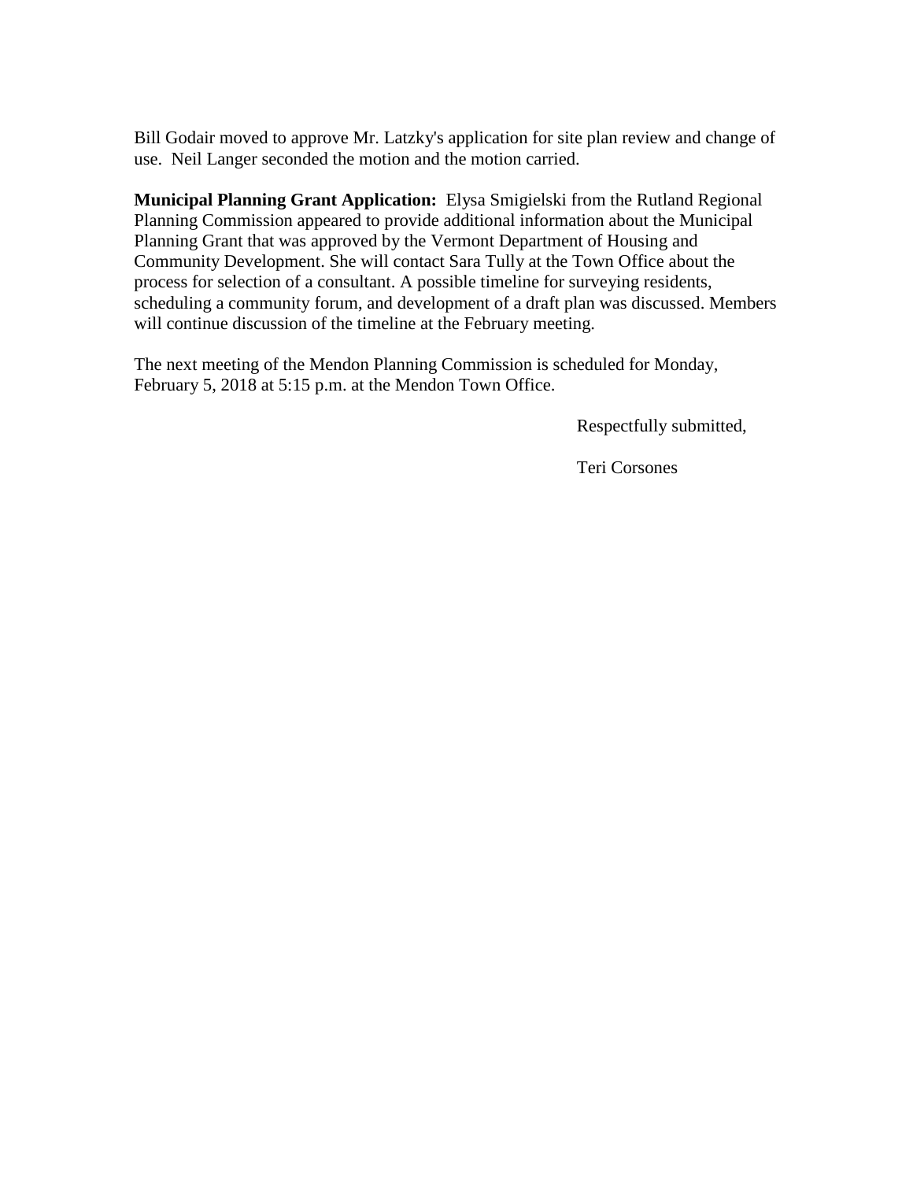Bill Godair moved to approve Mr. Latzky's application for site plan review and change of use. Neil Langer seconded the motion and the motion carried.

**Municipal Planning Grant Application:** Elysa Smigielski from the Rutland Regional Planning Commission appeared to provide additional information about the Municipal Planning Grant that was approved by the Vermont Department of Housing and Community Development. She will contact Sara Tully at the Town Office about the process for selection of a consultant. A possible timeline for surveying residents, scheduling a community forum, and development of a draft plan was discussed. Members will continue discussion of the timeline at the February meeting.

The next meeting of the Mendon Planning Commission is scheduled for Monday, February 5, 2018 at 5:15 p.m. at the Mendon Town Office.

Respectfully submitted,

Teri Corsones